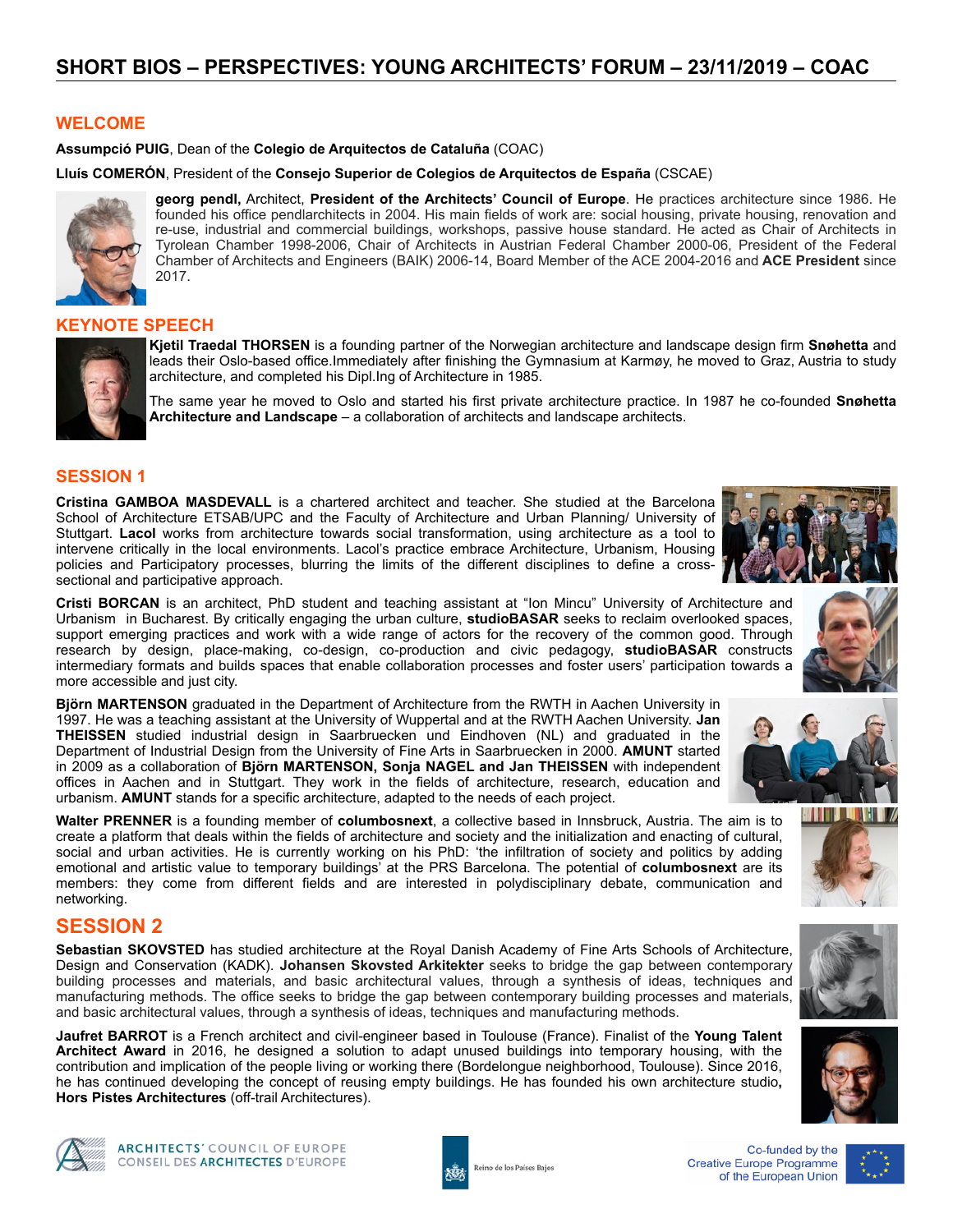# SHORT BIOS – PERSPECTIVES: YOUNG ARCHITECTS' FORUM – 23/11/2019 – COAC

## WELCOME

**Assumpció PUIG**, Dean of the **Colegio de Arquitectos de Cataluña** (COAC)

**Lluís COMERÓN**, President of the **Consejo Superior de Colegios de Arquitectos de España** (CSCAE)

**georg pendl,** Architect, **President of the Architects' Council of Europe**. He practices architecture since 1986. He founded his office pendlarchitects in 2004. His main fields of work are: social housing, private housing, renovation and re-use, industrial and commercial buildings, workshops, passive house standard. He acted as Chair of Architects in Tyrolean Chamber 1998-2006, Chair of Architects in Austrian Federal Chamber 2000-06, President of the Federal Chamber of Architects and Engineers (BAIK) 2006-14, Board Member of the ACE 2004-2016 and **ACE President** since 2017.

## KEYNOTE SPEECH

**Kjetil Traedal THORSEN** is a founding partner of the Norwegian architecture and landscape design firm **Snøhetta** and leads their Oslo-based office.Immediately after finishing the Gymnasium at Karmøy, he moved to Graz, Austria to study architecture, and completed his Dipl.Ing of Architecture in 1985.

The same year he moved to Oslo and started his first private architecture practice. In 1987 he co-founded **Snøhetta Architecture and Landscape** – a collaboration of architects and landscape architects.

## SESSION 1

**Cristina GAMBOA MASDEVALL** is a chartered architect and teacher. She studied at the Barcelona School of Architecture ETSAB/UPC and the Faculty of Architecture and Urban Planning/ University of Stuttgart. **Lacol** works from architecture towards social transformation, using architecture as a tool to intervene critically in the local environments. Lacol's practice embrace Architecture, Urbanism, Housing policies and Participatory processes, blurring the limits of the different disciplines to define a cross-sectional and participative approach.

**Cristi BORCAN** is an architect, PhD student and teaching assistant at "Ion Mincu" University of Architecture and Urbanism in Bucharest. By critically engaging the urban culture, **studioBASAR** seeks to reclaim overlooked spaces, support emerging practices and work with a wide range of actors for the recovery of the common good. Through research by design, place-making, co-design, co-production and civic pedagogy, **studioBASAR** constructs intermediary formats and builds spaces that enable collaboration processes and foster users' participation towards a more accessible and just city.

**Björn MARTENSON** graduated in the Department of Architecture from the RWTH in Aachen University in 1997. He was a teaching assistant at the University of Wuppertal and at the RWTH Aachen University. **Jan THEISSEN** studied industrial design in Saarbruecken und Eindhoven (NL) and graduated in the Department of Industrial Design from the University of Fine Arts in Saarbruecken in 2000. **AMUNT** started in 2009 as a collaboration of **Björn MARTENSON, Sonja NAGEL and Jan THEISSEN** with independent offices in Aachen and in Stuttgart. They work in the fields of architecture, research, education and urbanism. **AMUNT** stands for a specific architecture, adapted to the needs of each project.

**Walter PRENNER** is a founding member of **columbosnext**, a collective based in Innsbruck, Austria. The aim is to create a platform that deals within the fields of architecture and society and the initialization and enacting of cultural, social and urban activities. He is currently working on his PhD: 'the infiltration of society and politics by adding emotional and artistic value to temporary buildings' at the PRS Barcelona. The potential of **columbosnext** are its members: they come from different fields and are interested in polydisciplinary debate, communication and networking.

## SESSION 2

**Sebastian SKOVSTED** has studied architecture at the Royal Danish Academy of Fine Arts Schools of Architecture, Design and Conservation (KADK). **Johansen Skovsted Arkitekter** seeks to bridge the gap between contemporary building processes and materials, and basic architectural values, through a synthesis of ideas, techniques and manufacturing methods. The office seeks to bridge the gap between contemporary building processes and materials, and basic architectural values, through a synthesis of ideas, techniques and manufacturing methods.

**Jaufret BARROT** is a French architect and civil-engineer based in Toulouse (France). Finalist of the **Young Talent Architect Award** in 2016, he designed a solution to adapt unused buildings into temporary housing, with the contribution and implication of the people living or working there (Bordelongue neighborhood, Toulouse). Since 2016, he has continued developing the concept of reusing empty buildings. He has founded his own architecture studio**, Hors Pistes Architectures** (off-trail Architectures).

ARCHITECTS' COUNCIL OF EUROPE
CONSEIL DES ARCHITECTES D'EUROPE

Reino de los Países Bajos

Co-funded by the Creative Europe Programme of the European Union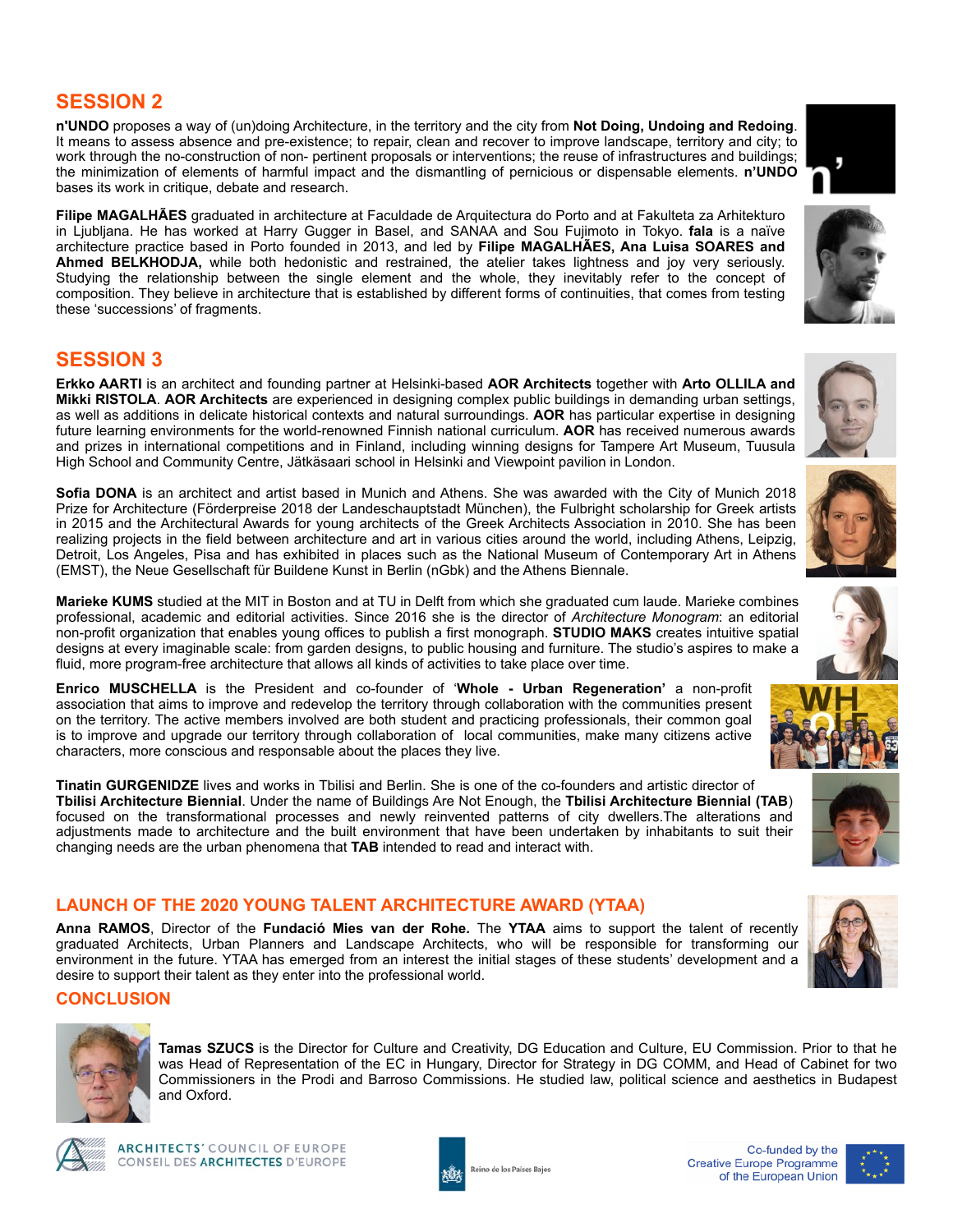## SESSION 2

**n'UNDO** proposes a way of (un)doing Architecture, in the territory and the city from **Not Doing, Undoing and Redoing**. It means to assess absence and pre-existence; to repair, clean and recover to improve landscape, territory and city; to work through the no-construction of non- pertinent proposals or interventions; the reuse of infrastructures and buildings; the minimization of elements of harmful impact and the dismantling of pernicious or dispensable elements. **n'UNDO** bases its work in critique, debate and research.

**Filipe MAGALHÃES** graduated in architecture at Faculdade de Arquitectura do Porto and at Fakulteta za Arhitekturo in Ljubljana. He has worked at Harry Gugger in Basel, and SANAA and Sou Fujimoto in Tokyo. **fala** is a naïve architecture practice based in Porto founded in 2013, and led by **Filipe MAGALHÃES, Ana Luisa SOARES and Ahmed BELKHODJA,** while both hedonistic and restrained, the atelier takes lightness and joy very seriously. Studying the relationship between the single element and the whole, they inevitably refer to the concept of composition. They believe in architecture that is established by different forms of continuities, that comes from testing these 'successions' of fragments.

## SESSION 3

**Erkko AARTI** is an architect and founding partner at Helsinki-based **AOR Architects** together with **Arto OLLILA and Mikki RISTOLA**. **AOR Architects** are experienced in designing complex public buildings in demanding urban settings, as well as additions in delicate historical contexts and natural surroundings. **AOR** has particular expertise in designing future learning environments for the world-renowned Finnish national curriculum. **AOR** has received numerous awards and prizes in international competitions and in Finland, including winning designs for Tampere Art Museum, Tuusula High School and Community Centre, Jätkäsaari school in Helsinki and Viewpoint pavilion in London.

**Sofia DONA** is an architect and artist based in Munich and Athens. She was awarded with the City of Munich 2018 Prize for Architecture (Förderpreise 2018 der Landeshauptstadt München), the Fulbright scholarship for Greek artists in 2015 and the Architectural Awards for young architects of the Greek Architects Association in 2010. She has been realizing projects in the field between architecture and art in various cities around the world, including Athens, Leipzig, Detroit, Los Angeles, Pisa and has exhibited in places such as the National Museum of Contemporary Art in Athens (EMST), the Neue Gesellschaft für Buildene Kunst in Berlin (nGbk) and the Athens Biennale.

**Marieke KUMS** studied at the MIT in Boston and at TU in Delft from which she graduated cum laude. Marieke combines professional, academic and editorial activities. Since 2016 she is the director of *Architecture Monogram*: an editorial non-profit organization that enables young offices to publish a first monograph. **STUDIO MAKS** creates intuitive spatial designs at every imaginable scale: from garden designs, to public housing and furniture. The studio's aspires to make a fluid, more program-free architecture that allows all kinds of activities to take place over time.

**Enrico MUSCHELLA** is the President and co-founder of '**Whole - Urban Regeneration'** a non-profit association that aims to improve and redevelop the territory through collaboration with the communities present on the territory. The active members involved are both student and practicing professionals, their common goal is to improve and upgrade our territory through collaboration of local communities, make many citizens active characters, more conscious and responsable about the places they live.

**Tinatin GURGENIDZE** lives and works in Tbilisi and Berlin. She is one of the co-founders and artistic director of **Tbilisi Architecture Biennial**. Under the name of Buildings Are Not Enough, the **Tbilisi Architecture Biennial** (**TAB**) focused on the transformational processes and newly reinvented patterns of city dwellers.The alterations and adjustments made to architecture and the built environment that have been undertaken by inhabitants to suit their changing needs are the urban phenomena that **TAB** intended to read and interact with.

## LAUNCH OF THE 2020 YOUNG TALENT ARCHITECTURE AWARD (YTAA)

**Anna RAMOS**, Director of the **Fundació Mies van der Rohe.** The **YTAA** aims to support the talent of recently graduated Architects, Urban Planners and Landscape Architects, who will be responsible for transforming our environment in the future. YTAA has emerged from an interest the initial stages of these students' development and a desire to support their talent as they enter into the professional world.

## CONCLUSION

**Tamas SZUCS** is the Director for Culture and Creativity, DG Education and Culture, EU Commission. Prior to that he was Head of Representation of the EC in Hungary, Director for Strategy in DG COMM, and Head of Cabinet for two Commissioners in the Prodi and Barroso Commissions. He studied law, political science and aesthetics in Budapest and Oxford.

ARCHITECTS' COUNCIL OF EUROPE
CONSEIL DES ARCHITECTES D'EUROPE

Reino de los Países Bajos

Co-funded by the Creative Europe Programme of the European Union